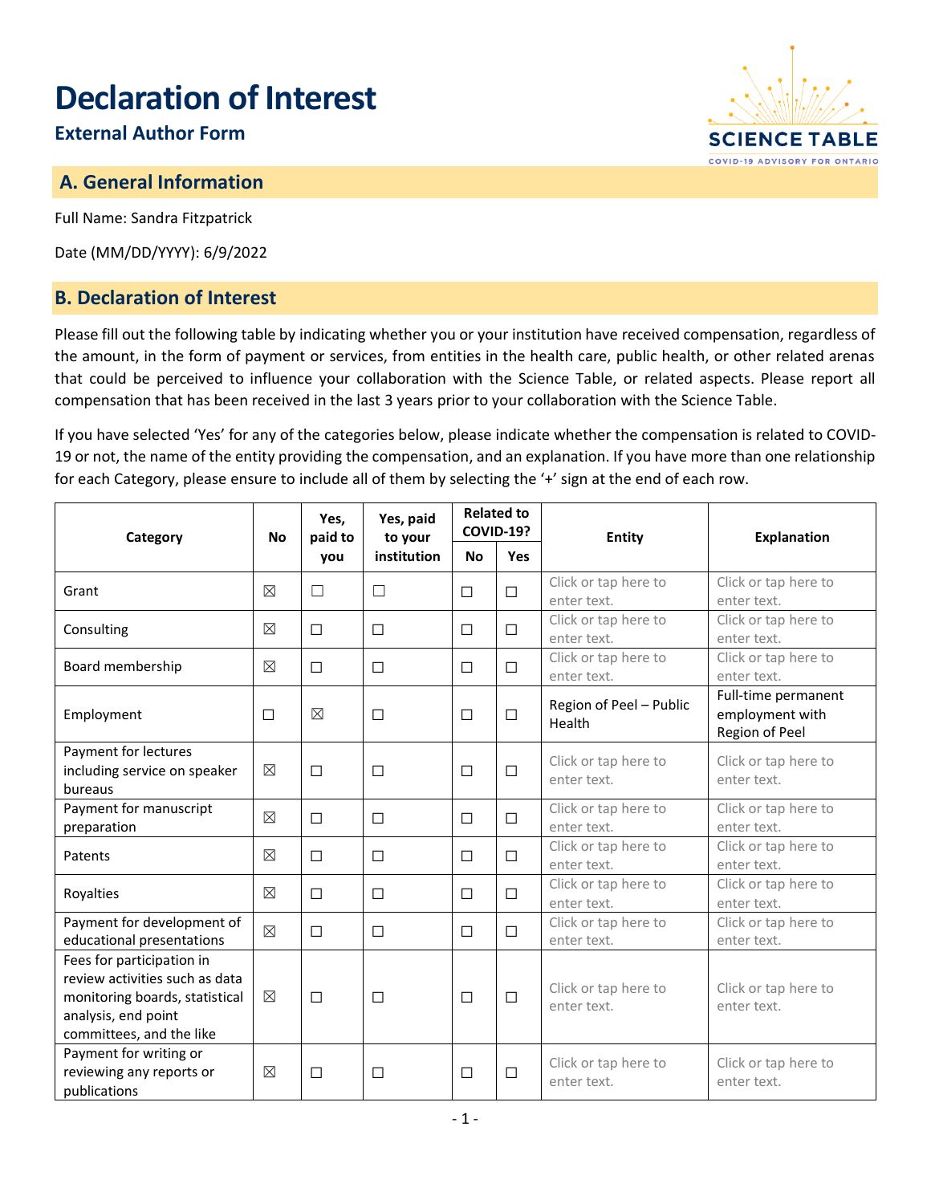# Declaration of Interest

## External Author Form

SCIENCE TABLE
COVID-19 ADVISORY FOR ONTARIO

## A. General Information

Full Name: Sandra Fitzpatrick

Date (MM/DD/YYYY): 6/9/2022

## B. Declaration of Interest

Please fill out the following table by indicating whether you or your institution have received compensation, regardless of the amount, in the form of payment or services, from entities in the health care, public health, or other related arenas that could be perceived to influence your collaboration with the Science Table, or related aspects. Please report all compensation that has been received in the last 3 years prior to your collaboration with the Science Table.

If you have selected 'Yes' for any of the categories below, please indicate whether the compensation is related to COVID-19 or not, the name of the entity providing the compensation, and an explanation. If you have more than one relationship for each Category, please ensure to include all of them by selecting the '+' sign at the end of each row.

| Category | No | Yes, paid to you | Yes, paid to your institution | Related to COVID-19? | | Entity | Explanation |
|---|---|---|---|---|---|---|---|
| | | | | No | Yes | | |
| Grant | ☒ | ☐ | ☐ | ☐ | ☐ | Click or tap here to enter text. | Click or tap here to enter text. |
| Consulting | ☒ | ☐ | ☐ | ☐ | ☐ | Click or tap here to enter text. | Click or tap here to enter text. |
| Board membership | ☒ | ☐ | ☐ | ☐ | ☐ | Click or tap here to enter text. | Click or tap here to enter text. |
| Employment | ☐ | ☒ | ☐ | ☐ | ☐ | Region of Peel – Public Health | Full-time permanent employment with Region of Peel |
| Payment for lectures including service on speaker bureaus | ☒ | ☐ | ☐ | ☐ | ☐ | Click or tap here to enter text. | Click or tap here to enter text. |
| Payment for manuscript preparation | ☒ | ☐ | ☐ | ☐ | ☐ | Click or tap here to enter text. | Click or tap here to enter text. |
| Patents | ☒ | ☐ | ☐ | ☐ | ☐ | Click or tap here to enter text. | Click or tap here to enter text. |
| Royalties | ☒ | ☐ | ☐ | ☐ | ☐ | Click or tap here to enter text. | Click or tap here to enter text. |
| Payment for development of educational presentations | ☒ | ☐ | ☐ | ☐ | ☐ | Click or tap here to enter text. | Click or tap here to enter text. |
| Fees for participation in review activities such as data monitoring boards, statistical analysis, end point committees, and the like | ☒ | ☐ | ☐ | ☐ | ☐ | Click or tap here to enter text. | Click or tap here to enter text. |
| Payment for writing or reviewing any reports or publications | ☒ | ☐ | ☐ | ☐ | ☐ | Click or tap here to enter text. | Click or tap here to enter text. |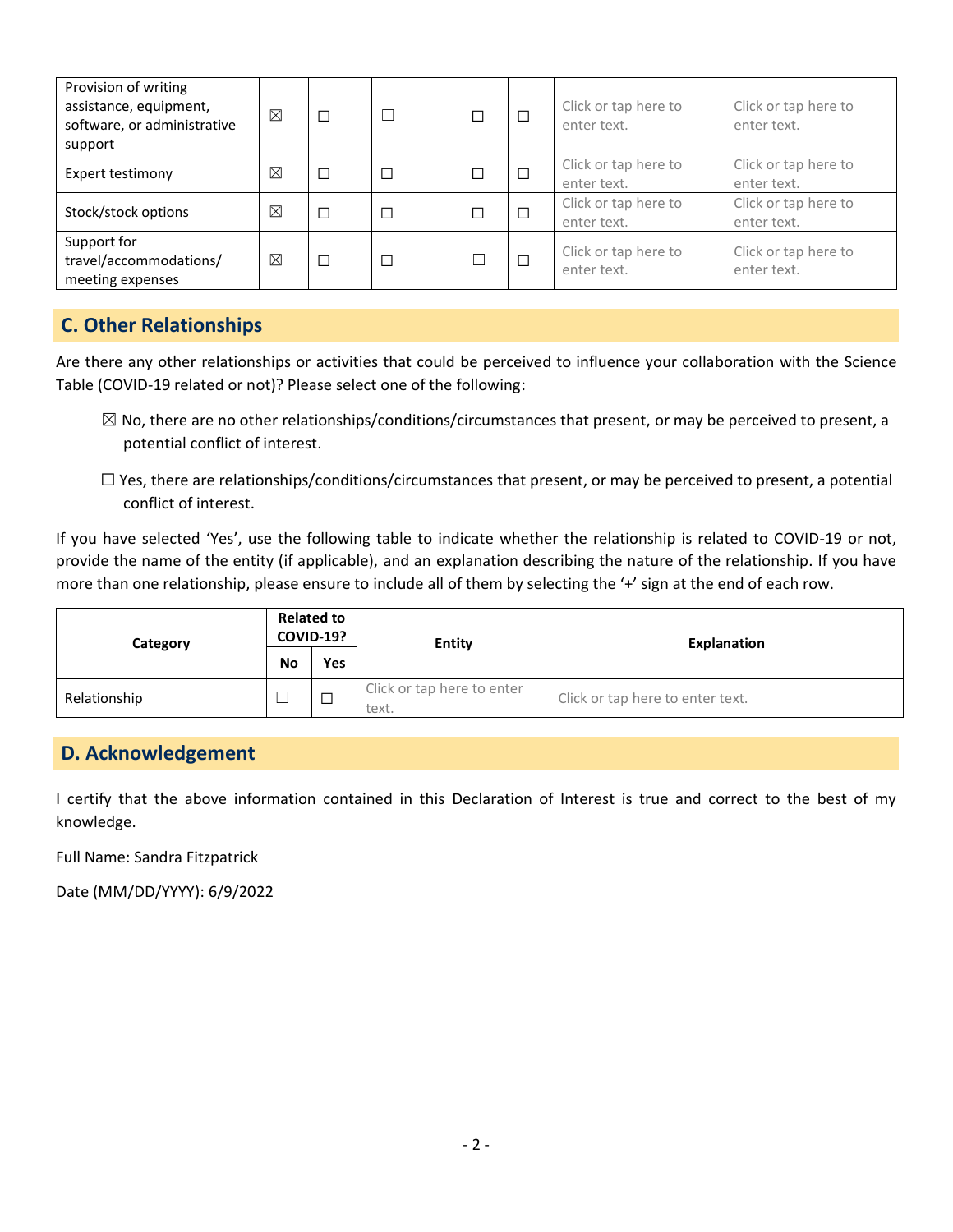| | | | | | | | |
|---|---|---|---|---|---|---|---|
| Provision of writing assistance, equipment, software, or administrative support | ☒ | ☐ | ☐ | ☐ | ☐ | Click or tap here to enter text. | Click or tap here to enter text. |
| Expert testimony | ☒ | ☐ | ☐ | ☐ | ☐ | Click or tap here to enter text. | Click or tap here to enter text. |
| Stock/stock options | ☒ | ☐ | ☐ | ☐ | ☐ | Click or tap here to enter text. | Click or tap here to enter text. |
| Support for travel/accommodations/ meeting expenses | ☒ | ☐ | ☐ | ☐ | ☐ | Click or tap here to enter text. | Click or tap here to enter text. |

## C. Other Relationships

Are there any other relationships or activities that could be perceived to influence your collaboration with the Science Table (COVID-19 related or not)? Please select one of the following:

☒ No, there are no other relationships/conditions/circumstances that present, or may be perceived to present, a potential conflict of interest.

☐ Yes, there are relationships/conditions/circumstances that present, or may be perceived to present, a potential conflict of interest.

If you have selected 'Yes', use the following table to indicate whether the relationship is related to COVID-19 or not, provide the name of the entity (if applicable), and an explanation describing the nature of the relationship. If you have more than one relationship, please ensure to include all of them by selecting the '+' sign at the end of each row.

| Category | Related to COVID-19? | | Entity | Explanation |
|---|---|---|---|---|
| | No | Yes | | |
| Relationship | ☐ | ☐ | Click or tap here to enter text. | Click or tap here to enter text. |

## D. Acknowledgement

I certify that the above information contained in this Declaration of Interest is true and correct to the best of my knowledge.

Full Name: Sandra Fitzpatrick

Date (MM/DD/YYYY): 6/9/2022